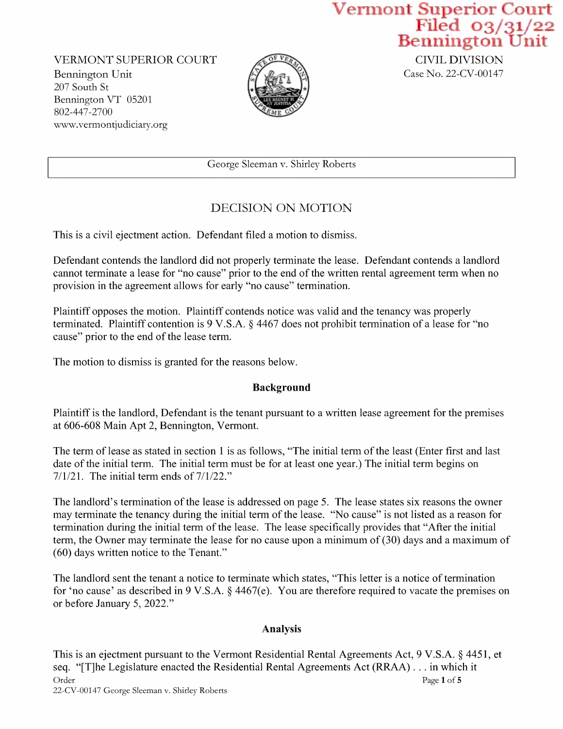Vermont Superior Court
Filed 03/31/22
Bennington Unit

VERMONT SUPERIOR COURT
Bennington Unit
207 South St
Bennington VT 05201
802-447-2700
www.vermontjudiciary.org

CIVIL DIVISION
Case No. 22-CV-00147

George Sleeman v. Shirley Roberts

## DECISION ON MOTION

This is a civil ejectment action. Defendant filed a motion to dismiss.

Defendant contends the landlord did not properly terminate the lease. Defendant contends a landlord cannot terminate a lease for "no cause" prior to the end of the written rental agreement term when no provision in the agreement allows for early "no cause" termination.

Plaintiff opposes the motion. Plaintiff contends notice was valid and the tenancy was properly terminated. Plaintiff contention is 9 V.S.A. § 4467 does not prohibit termination of a lease for "no cause" prior to the end of the lease term.

The motion to dismiss is granted for the reasons below.

### Background

Plaintiff is the landlord, Defendant is the tenant pursuant to a written lease agreement for the premises at 606-608 Main Apt 2, Bennington, Vermont.

The term of lease as stated in section 1 is as follows, "The initial term of the least (Enter first and last date of the initial term. The initial term must be for at least one year.) The initial term begins on 7/1/21. The initial term ends of 7/1/22."

The landlord's termination of the lease is addressed on page 5. The lease states six reasons the owner may terminate the tenancy during the initial term of the lease. "No cause" is not listed as a reason for termination during the initial term of the lease. The lease specifically provides that "After the initial term, the Owner may terminate the lease for no cause upon a minimum of (30) days and a maximum of (60) days written notice to the Tenant."

The landlord sent the tenant a notice to terminate which states, "This letter is a notice of termination for 'no cause' as described in 9 V.S.A. § 4467(e). You are therefore required to vacate the premises on or before January 5, 2022."

### Analysis

This is an ejectment pursuant to the Vermont Residential Rental Agreements Act, 9 V.S.A. § 4451, et seq. "[T]he Legislature enacted the Residential Rental Agreements Act (RRAA) . . . in which it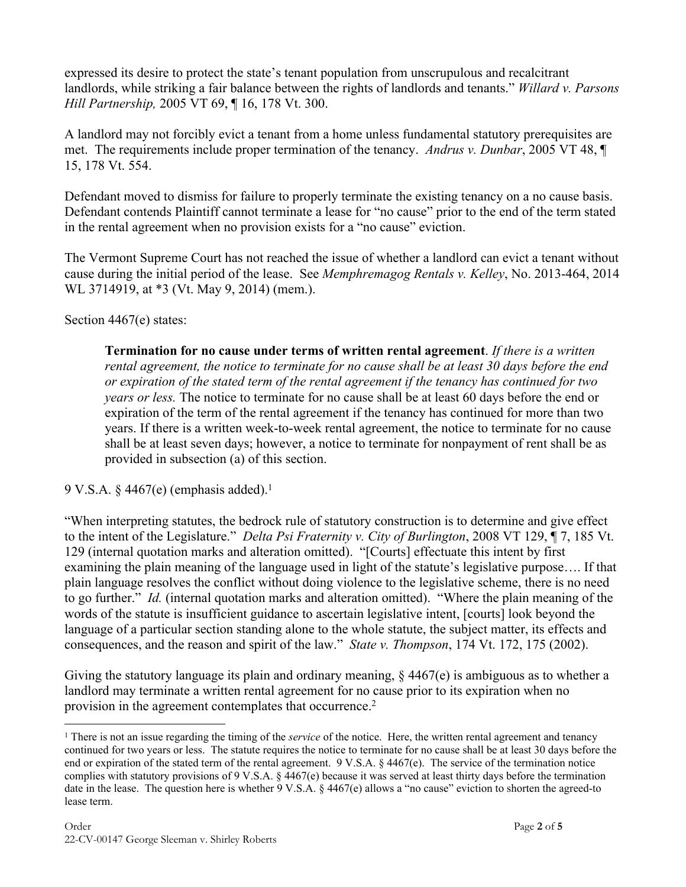expressed its desire to protect the state's tenant population from unscrupulous and recalcitrant landlords, while striking a fair balance between the rights of landlords and tenants." *Willard v. Parsons Hill Partnership,* 2005 VT 69, ¶ 16, 178 Vt. 300.

A landlord may not forcibly evict a tenant from a home unless fundamental statutory prerequisites are met. The requirements include proper termination of the tenancy. *Andrus v. Dunbar*, 2005 VT 48, ¶ 15, 178 Vt. 554.

Defendant moved to dismiss for failure to properly terminate the existing tenancy on a no cause basis. Defendant contends Plaintiff cannot terminate a lease for "no cause" prior to the end of the term stated in the rental agreement when no provision exists for a "no cause" eviction.

The Vermont Supreme Court has not reached the issue of whether a landlord can evict a tenant without cause during the initial period of the lease. See *Memphremagog Rentals v. Kelley*, No. 2013-464, 2014 WL 3714919, at *3 (Vt. May 9, 2014) (mem.).

Section 4467(e) states:

> **Termination for no cause under terms of written rental agreement**. *If there is a written rental agreement, the notice to terminate for no cause shall be at least 30 days before the end or expiration of the stated term of the rental agreement if the tenancy has continued for two years or less.* The notice to terminate for no cause shall be at least 60 days before the end or expiration of the term of the rental agreement if the tenancy has continued for more than two years. If there is a written week-to-week rental agreement, the notice to terminate for no cause shall be at least seven days; however, a notice to terminate for nonpayment of rent shall be as provided in subsection (a) of this section.

9 V.S.A. § 4467(e) (emphasis added).[1]

"When interpreting statutes, the bedrock rule of statutory construction is to determine and give effect to the intent of the Legislature." *Delta Psi Fraternity v. City of Burlington*, 2008 VT 129, ¶ 7, 185 Vt. 129 (internal quotation marks and alteration omitted). "[Courts] effectuate this intent by first examining the plain meaning of the language used in light of the statute's legislative purpose…. If that plain language resolves the conflict without doing violence to the legislative scheme, there is no need to go further." *Id.* (internal quotation marks and alteration omitted). "Where the plain meaning of the words of the statute is insufficient guidance to ascertain legislative intent, [courts] look beyond the language of a particular section standing alone to the whole statute, the subject matter, its effects and consequences, and the reason and spirit of the law." *State v. Thompson*, 174 Vt. 172, 175 (2002).

Giving the statutory language its plain and ordinary meaning, § 4467(e) is ambiguous as to whether a landlord may terminate a written rental agreement for no cause prior to its expiration when no provision in the agreement contemplates that occurrence.[2]

---

[1] There is not an issue regarding the timing of the *service* of the notice. Here, the written rental agreement and tenancy continued for two years or less. The statute requires the notice to terminate for no cause shall be at least 30 days before the end or expiration of the stated term of the rental agreement. 9 V.S.A. § 4467(e). The service of the termination notice complies with statutory provisions of 9 V.S.A. § 4467(e) because it was served at least thirty days before the termination date in the lease. The question here is whether 9 V.S.A. § 4467(e) allows a "no cause" eviction to shorten the agreed-to lease term.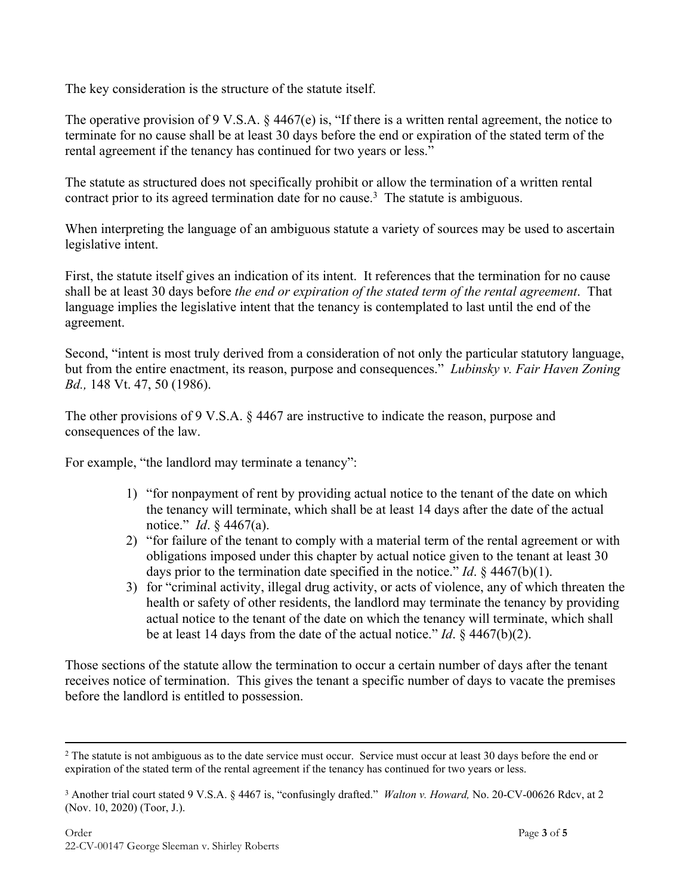The key consideration is the structure of the statute itself.

The operative provision of 9 V.S.A. § 4467(e) is, "If there is a written rental agreement, the notice to terminate for no cause shall be at least 30 days before the end or expiration of the stated term of the rental agreement if the tenancy has continued for two years or less."

The statute as structured does not specifically prohibit or allow the termination of a written rental contract prior to its agreed termination date for no cause.[3] The statute is ambiguous.

When interpreting the language of an ambiguous statute a variety of sources may be used to ascertain legislative intent.

First, the statute itself gives an indication of its intent. It references that the termination for no cause shall be at least 30 days before *the end or expiration of the stated term of the rental agreement*. That language implies the legislative intent that the tenancy is contemplated to last until the end of the agreement.

Second, "intent is most truly derived from a consideration of not only the particular statutory language, but from the entire enactment, its reason, purpose and consequences." *Lubinsky v. Fair Haven Zoning Bd.,* 148 Vt. 47, 50 (1986).

The other provisions of 9 V.S.A. § 4467 are instructive to indicate the reason, purpose and consequences of the law.

For example, "the landlord may terminate a tenancy":

1) "for nonpayment of rent by providing actual notice to the tenant of the date on which the tenancy will terminate, which shall be at least 14 days after the date of the actual notice." *Id*. § 4467(a).
2) "for failure of the tenant to comply with a material term of the rental agreement or with obligations imposed under this chapter by actual notice given to the tenant at least 30 days prior to the termination date specified in the notice." *Id*. § 4467(b)(1).
3) for "criminal activity, illegal drug activity, or acts of violence, any of which threaten the health or safety of other residents, the landlord may terminate the tenancy by providing actual notice to the tenant of the date on which the tenancy will terminate, which shall be at least 14 days from the date of the actual notice." *Id*. § 4467(b)(2).

Those sections of the statute allow the termination to occur a certain number of days after the tenant receives notice of termination. This gives the tenant a specific number of days to vacate the premises before the landlord is entitled to possession.

---

[2] The statute is not ambiguous as to the date service must occur. Service must occur at least 30 days before the end or expiration of the stated term of the rental agreement if the tenancy has continued for two years or less.

[3] Another trial court stated 9 V.S.A. § 4467 is, "confusingly drafted." *Walton v. Howard,* No. 20-CV-00626 Rdcv, at 2 (Nov. 10, 2020) (Toor, J.).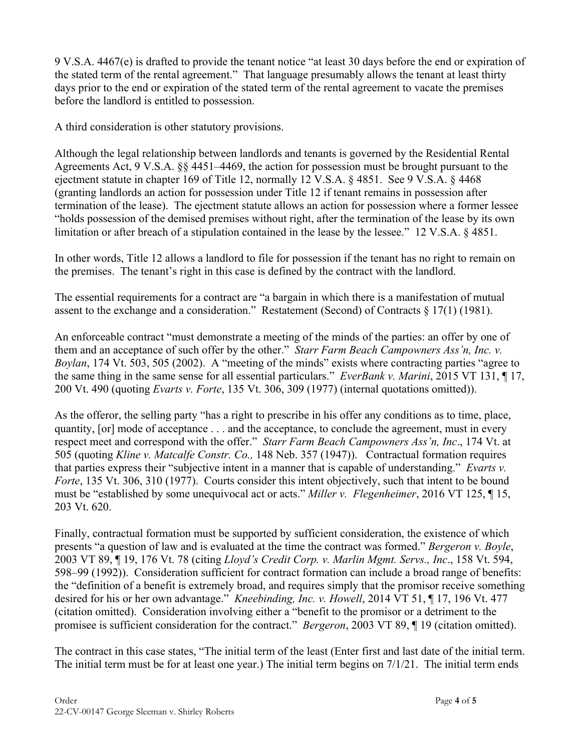9 V.S.A. 4467(e) is drafted to provide the tenant notice "at least 30 days before the end or expiration of the stated term of the rental agreement." That language presumably allows the tenant at least thirty days prior to the end or expiration of the stated term of the rental agreement to vacate the premises before the landlord is entitled to possession.

A third consideration is other statutory provisions.

Although the legal relationship between landlords and tenants is governed by the Residential Rental Agreements Act, 9 V.S.A. §§ 4451–4469, the action for possession must be brought pursuant to the ejectment statute in chapter 169 of Title 12, normally 12 V.S.A. § 4851. See 9 V.S.A. § 4468 (granting landlords an action for possession under Title 12 if tenant remains in possession after termination of the lease). The ejectment statute allows an action for possession where a former lessee "holds possession of the demised premises without right, after the termination of the lease by its own limitation or after breach of a stipulation contained in the lease by the lessee." 12 V.S.A. § 4851.

In other words, Title 12 allows a landlord to file for possession if the tenant has no right to remain on the premises. The tenant's right in this case is defined by the contract with the landlord.

The essential requirements for a contract are "a bargain in which there is a manifestation of mutual assent to the exchange and a consideration." Restatement (Second) of Contracts § 17(1) (1981).

An enforceable contract "must demonstrate a meeting of the minds of the parties: an offer by one of them and an acceptance of such offer by the other." *Starr Farm Beach Campowners Ass'n, Inc. v. Boylan*, 174 Vt. 503, 505 (2002). A "meeting of the minds" exists where contracting parties "agree to the same thing in the same sense for all essential particulars." *EverBank v. Marini*, 2015 VT 131, ¶ 17, 200 Vt. 490 (quoting *Evarts v. Forte*, 135 Vt. 306, 309 (1977) (internal quotations omitted)).

As the offeror, the selling party "has a right to prescribe in his offer any conditions as to time, place, quantity, [or] mode of acceptance . . . and the acceptance, to conclude the agreement, must in every respect meet and correspond with the offer." *Starr Farm Beach Campowners Ass'n, Inc*., 174 Vt. at 505 (quoting *Kline v. Matcalfe Constr. Co.,* 148 Neb. 357 (1947)). Contractual formation requires that parties express their "subjective intent in a manner that is capable of understanding." *Evarts v. Forte*, 135 Vt. 306, 310 (1977). Courts consider this intent objectively, such that intent to be bound must be "established by some unequivocal act or acts." *Miller v. Flegenheimer*, 2016 VT 125, ¶ 15, 203 Vt. 620.

Finally, contractual formation must be supported by sufficient consideration, the existence of which presents "a question of law and is evaluated at the time the contract was formed." *Bergeron v. Boyle*, 2003 VT 89, ¶ 19, 176 Vt. 78 (citing *Lloyd's Credit Corp. v. Marlin Mgmt. Servs., Inc*., 158 Vt. 594, 598–99 (1992)). Consideration sufficient for contract formation can include a broad range of benefits: the "definition of a benefit is extremely broad, and requires simply that the promisor receive something desired for his or her own advantage." *Kneebinding, Inc. v. Howell*, 2014 VT 51, ¶ 17, 196 Vt. 477 (citation omitted). Consideration involving either a "benefit to the promisor or a detriment to the promisee is sufficient consideration for the contract." *Bergeron*, 2003 VT 89, ¶ 19 (citation omitted).

The contract in this case states, "The initial term of the least (Enter first and last date of the initial term. The initial term must be for at least one year.) The initial term begins on 7/1/21. The initial term ends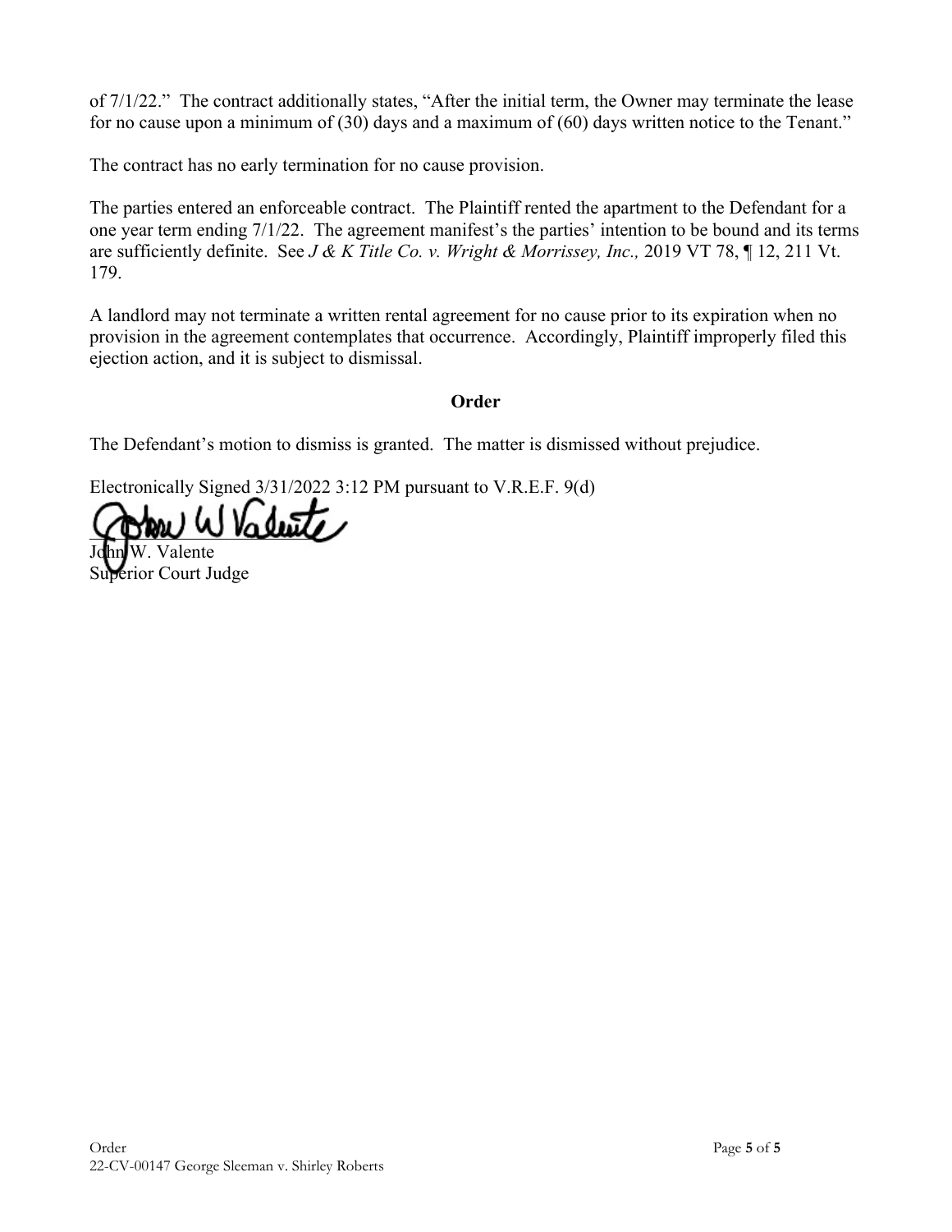of 7/1/22." The contract additionally states, "After the initial term, the Owner may terminate the lease for no cause upon a minimum of (30) days and a maximum of (60) days written notice to the Tenant."

The contract has no early termination for no cause provision.

The parties entered an enforceable contract. The Plaintiff rented the apartment to the Defendant for a one year term ending 7/1/22. The agreement manifest's the parties' intention to be bound and its terms are sufficiently definite. See *J & K Title Co. v. Wright & Morrissey, Inc.,* 2019 VT 78, ¶ 12, 211 Vt. 179.

A landlord may not terminate a written rental agreement for no cause prior to its expiration when no provision in the agreement contemplates that occurrence. Accordingly, Plaintiff improperly filed this ejection action, and it is subject to dismissal.

**Order**

The Defendant's motion to dismiss is granted. The matter is dismissed without prejudice.

Electronically Signed 3/31/2022 3:12 PM pursuant to V.R.E.F. 9(d)

John W. Valente
Superior Court Judge